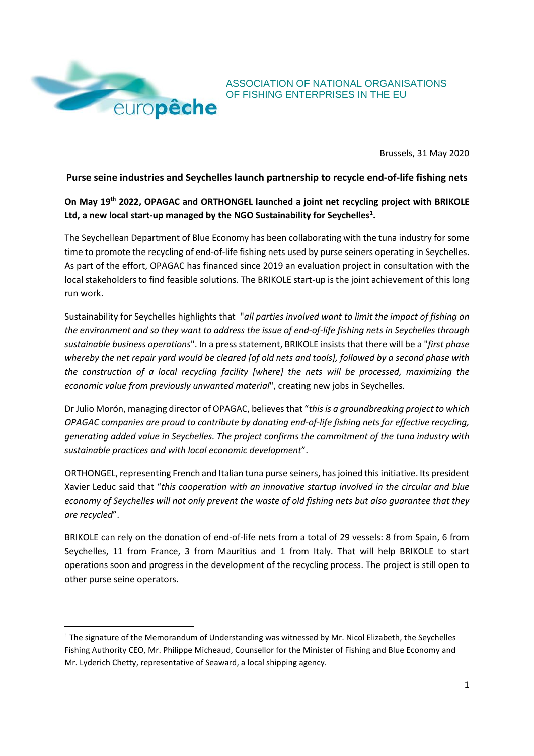europêche

ASSOCIATION OF NATIONAL ORGANISATIONS OF FISHING ENTERPRISES IN THE EU

Brussels, 31 May 2020

**Purse seine industries and Seychelles launch partnership to recycle end-of-life fishing nets**

**On May 19th 2022, OPAGAC and ORTHONGEL launched a joint net recycling project with BRIKOLE Ltd, a new local start-up managed by the NGO Sustainability for Seychelles[1].**

The Seychellean Department of Blue Economy has been collaborating with the tuna industry for some time to promote the recycling of end-of-life fishing nets used by purse seiners operating in Seychelles. As part of the effort, OPAGAC has financed since 2019 an evaluation project in consultation with the local stakeholders to find feasible solutions. The BRIKOLE start-up is the joint achievement of this long run work.

Sustainability for Seychelles highlights that "*all parties involved want to limit the impact of fishing on the environment and so they want to address the issue of end-of-life fishing nets in Seychelles through sustainable business operations*". In a press statement, BRIKOLE insists that there will be a "*first phase whereby the net repair yard would be cleared [of old nets and tools], followed by a second phase with the construction of a local recycling facility [where] the nets will be processed, maximizing the economic value from previously unwanted material*", creating new jobs in Seychelles.

Dr Julio Morón, managing director of OPAGAC, believes that "*this is a groundbreaking project to which OPAGAC companies are proud to contribute by donating end-of-life fishing nets for effective recycling, generating added value in Seychelles. The project confirms the commitment of the tuna industry with sustainable practices and with local economic development*".

ORTHONGEL, representing French and Italian tuna purse seiners, has joined this initiative. Its president Xavier Leduc said that "*this cooperation with an innovative startup involved in the circular and blue economy of Seychelles will not only prevent the waste of old fishing nets but also guarantee that they are recycled*".

BRIKOLE can rely on the donation of end-of-life nets from a total of 29 vessels: 8 from Spain, 6 from Seychelles, 11 from France, 3 from Mauritius and 1 from Italy. That will help BRIKOLE to start operations soon and progress in the development of the recycling process. The project is still open to other purse seine operators.

[1] The signature of the Memorandum of Understanding was witnessed by Mr. Nicol Elizabeth, the Seychelles Fishing Authority CEO, Mr. Philippe Micheaud, Counsellor for the Minister of Fishing and Blue Economy and Mr. Lyderich Chetty, representative of Seaward, a local shipping agency.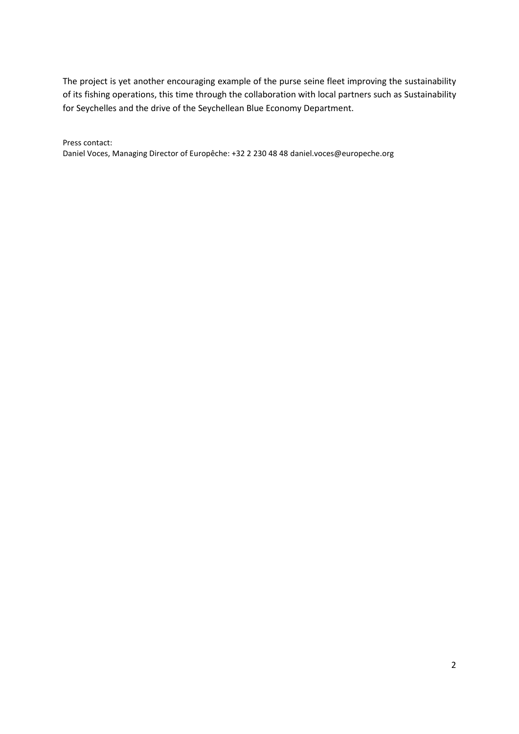The project is yet another encouraging example of the purse seine fleet improving the sustainability of its fishing operations, this time through the collaboration with local partners such as Sustainability for Seychelles and the drive of the Seychellean Blue Economy Department.

Press contact:
Daniel Voces, Managing Director of Europêche: +32 2 230 48 48 daniel.voces@europeche.org